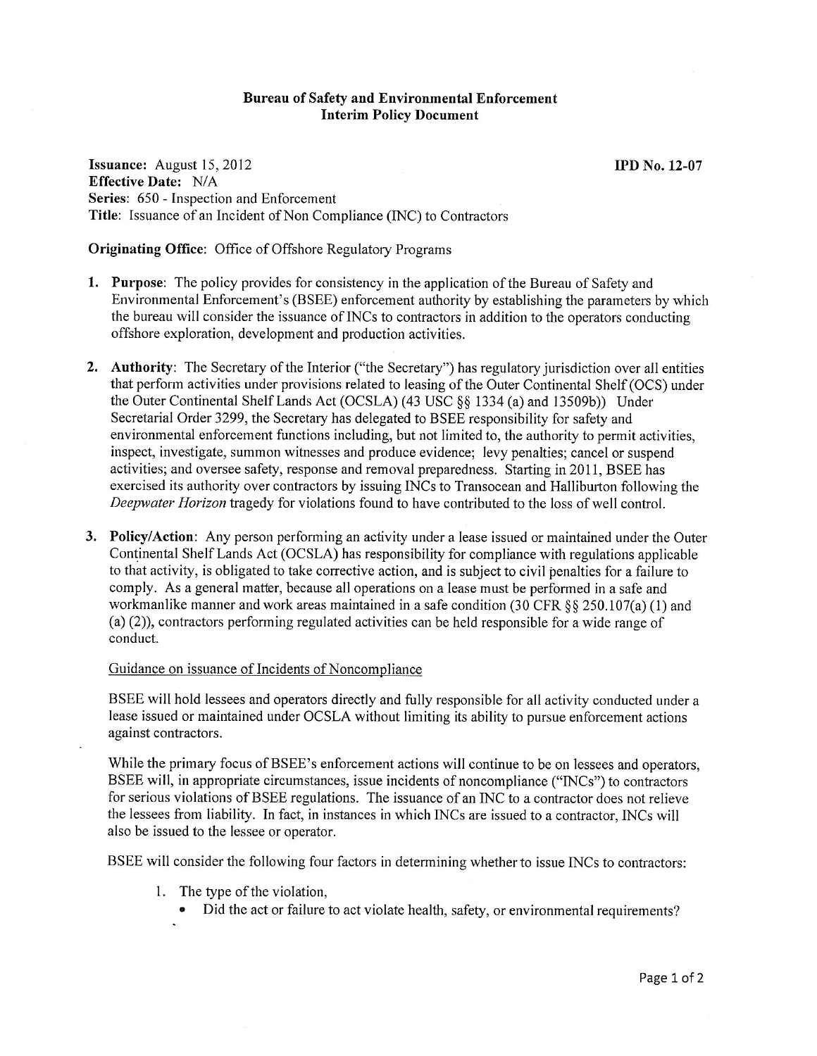**Bureau of Safety and Environmental Enforcement**
**Interim Policy Document**

**Issuance:** August 15, 2012 **IPD No. 12-07**
**Effective Date:** N/A
**Series:** 650 - Inspection and Enforcement
**Title:** Issuance of an Incident of Non Compliance (INC) to Contractors

**Originating Office:** Office of Offshore Regulatory Programs

1. **Purpose:** The policy provides for consistency in the application of the Bureau of Safety and Environmental Enforcement's (BSEE) enforcement authority by establishing the parameters by which the bureau will consider the issuance of INCs to contractors in addition to the operators conducting offshore exploration, development and production activities.

2. **Authority:** The Secretary of the Interior ("the Secretary") has regulatory jurisdiction over all entities that perform activities under provisions related to leasing of the Outer Continental Shelf (OCS) under the Outer Continental Shelf Lands Act (OCSLA) (43 USC §§ 1334 (a) and 13509b)) Under Secretarial Order 3299, the Secretary has delegated to BSEE responsibility for safety and environmental enforcement functions including, but not limited to, the authority to permit activities, inspect, investigate, summon witnesses and produce evidence; levy penalties; cancel or suspend activities; and oversee safety, response and removal preparedness. Starting in 2011, BSEE has exercised its authority over contractors by issuing INCs to Transocean and Halliburton following the *Deepwater Horizon* tragedy for violations found to have contributed to the loss of well control.

3. **Policy/Action:** Any person performing an activity under a lease issued or maintained under the Outer Continental Shelf Lands Act (OCSLA) has responsibility for compliance with regulations applicable to that activity, is obligated to take corrective action, and is subject to civil penalties for a failure to comply. As a general matter, because all operations on a lease must be performed in a safe and workmanlike manner and work areas maintained in a safe condition (30 CFR §§ 250.107(a) (1) and (a) (2)), contractors performing regulated activities can be held responsible for a wide range of conduct.

   Guidance on issuance of Incidents of Noncompliance

   BSEE will hold lessees and operators directly and fully responsible for all activity conducted under a lease issued or maintained under OCSLA without limiting its ability to pursue enforcement actions against contractors.

   While the primary focus of BSEE's enforcement actions will continue to be on lessees and operators, BSEE will, in appropriate circumstances, issue incidents of noncompliance ("INCs") to contractors for serious violations of BSEE regulations. The issuance of an INC to a contractor does not relieve the lessees from liability. In fact, in instances in which INCs are issued to a contractor, INCs will also be issued to the lessee or operator.

   BSEE will consider the following four factors in determining whether to issue INCs to contractors:

   1. The type of the violation,
      - Did the act or failure to act violate health, safety, or environmental requirements?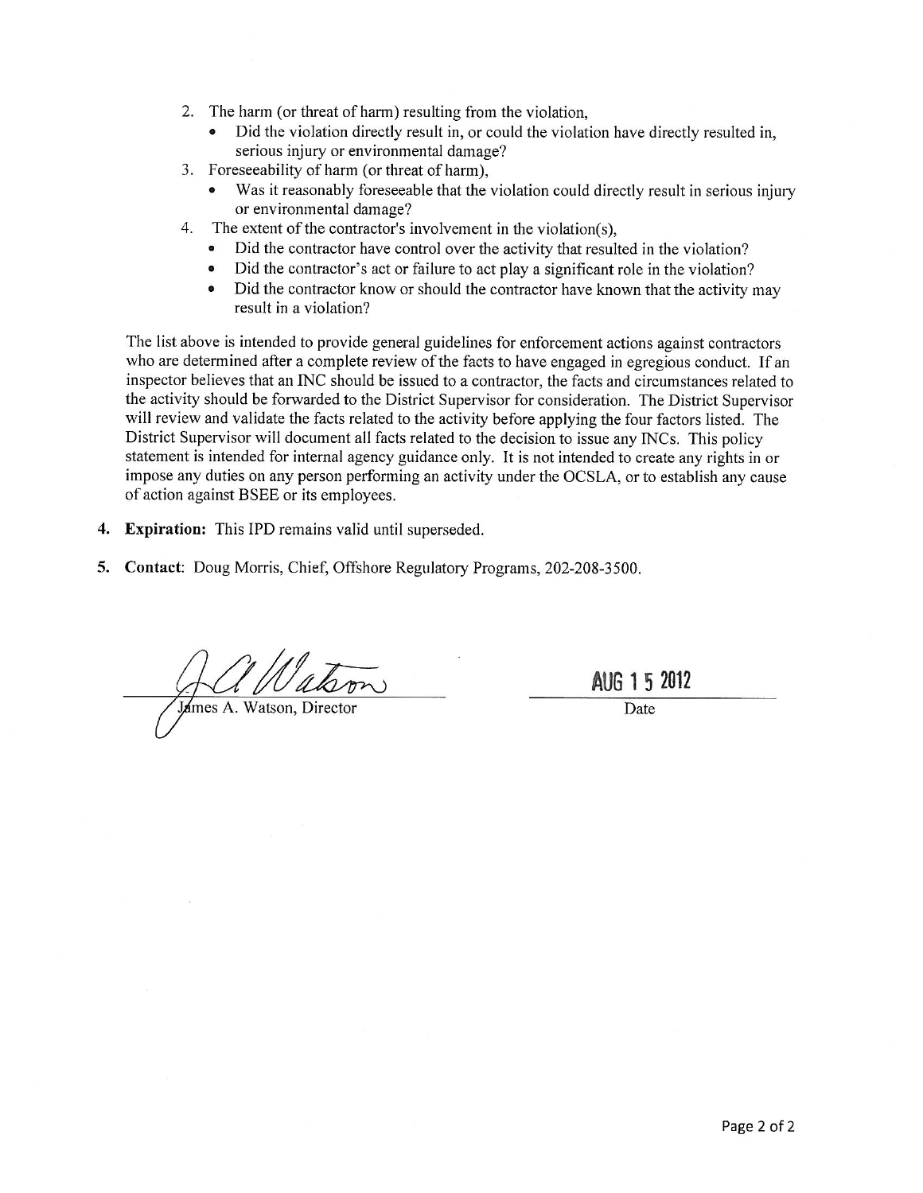2. The harm (or threat of harm) resulting from the violation,
   - Did the violation directly result in, or could the violation have directly resulted in, serious injury or environmental damage?
3. Foreseeability of harm (or threat of harm),
   - Was it reasonably foreseeable that the violation could directly result in serious injury or environmental damage?
4. The extent of the contractor's involvement in the violation(s),
   - Did the contractor have control over the activity that resulted in the violation?
   - Did the contractor's act or failure to act play a significant role in the violation?
   - Did the contractor know or should the contractor have known that the activity may result in a violation?

The list above is intended to provide general guidelines for enforcement actions against contractors who are determined after a complete review of the facts to have engaged in egregious conduct. If an inspector believes that an INC should be issued to a contractor, the facts and circumstances related to the activity should be forwarded to the District Supervisor for consideration. The District Supervisor will review and validate the facts related to the activity before applying the four factors listed. The District Supervisor will document all facts related to the decision to issue any INCs. This policy statement is intended for internal agency guidance only. It is not intended to create any rights in or impose any duties on any person performing an activity under the OCSLA, or to establish any cause of action against BSEE or its employees.

**4. Expiration:** This IPD remains valid until superseded.

**5. Contact**: Doug Morris, Chief, Offshore Regulatory Programs, 202-208-3500.

James A. Watson, Director

AUG 15 2012

Date